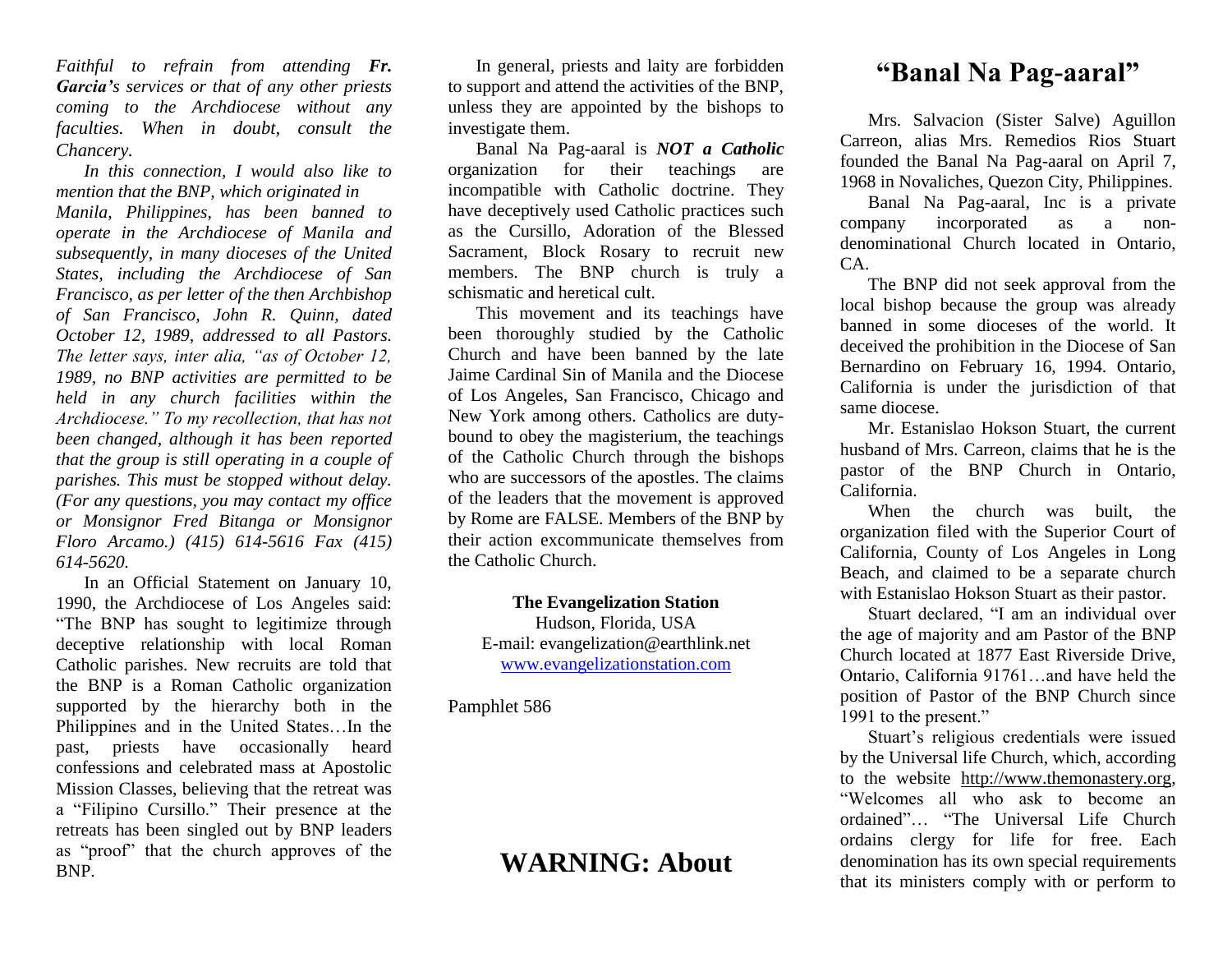*Faithful to refrain from attending **Fr. Garcia's** services or that of any other priests coming to the Archdiocese without any faculties. When in doubt, consult the Chancery.*

*In this connection, I would also like to mention that the BNP, which originated in Manila, Philippines, has been banned to operate in the Archdiocese of Manila and subsequently, in many dioceses of the United States, including the Archdiocese of San Francisco, as per letter of the then Archbishop of San Francisco, John R. Quinn, dated October 12, 1989, addressed to all Pastors. The letter says, inter alia, "as of October 12, 1989, no BNP activities are permitted to be held in any church facilities within the Archdiocese." To my recollection, that has not been changed, although it has been reported that the group is still operating in a couple of parishes. This must be stopped without delay. (For any questions, you may contact my office or Monsignor Fred Bitanga or Monsignor Floro Arcamo.) (415) 614-5616 Fax (415) 614-5620.*

In an Official Statement on January 10, 1990, the Archdiocese of Los Angeles said: "The BNP has sought to legitimize through deceptive relationship with local Roman Catholic parishes. New recruits are told that the BNP is a Roman Catholic organization supported by the hierarchy both in the Philippines and in the United States…In the past, priests have occasionally heard confessions and celebrated mass at Apostolic Mission Classes, believing that the retreat was a "Filipino Cursillo." Their presence at the retreats has been singled out by BNP leaders as "proof" that the church approves of the BNP.

In general, priests and laity are forbidden to support and attend the activities of the BNP, unless they are appointed by the bishops to investigate them.

Banal Na Pag-aaral is ***NOT a Catholic*** organization for their teachings are incompatible with Catholic doctrine. They have deceptively used Catholic practices such as the Cursillo, Adoration of the Blessed Sacrament, Block Rosary to recruit new members. The BNP church is truly a schismatic and heretical cult.

This movement and its teachings have been thoroughly studied by the Catholic Church and have been banned by the late Jaime Cardinal Sin of Manila and the Diocese of Los Angeles, San Francisco, Chicago and New York among others. Catholics are duty-bound to obey the magisterium, the teachings of the Catholic Church through the bishops who are successors of the apostles. The claims of the leaders that the movement is approved by Rome are FALSE. Members of the BNP by their action excommunicate themselves from the Catholic Church.

**The Evangelization Station**
Hudson, Florida, USA
E-mail: evangelization@earthlink.net
www.evangelizationstation.com

Pamphlet 586

# WARNING: About

# "Banal Na Pag-aaral"

Mrs. Salvacion (Sister Salve) Aguillon Carreon, alias Mrs. Remedios Rios Stuart founded the Banal Na Pag-aaral on April 7, 1968 in Novaliches, Quezon City, Philippines.

Banal Na Pag-aaral, Inc is a private company incorporated as a non-denominational Church located in Ontario, CA.

The BNP did not seek approval from the local bishop because the group was already banned in some dioceses of the world. It deceived the prohibition in the Diocese of San Bernardino on February 16, 1994. Ontario, California is under the jurisdiction of that same diocese.

Mr. Estanislao Hokson Stuart, the current husband of Mrs. Carreon, claims that he is the pastor of the BNP Church in Ontario, California.

When the church was built, the organization filed with the Superior Court of California, County of Los Angeles in Long Beach, and claimed to be a separate church with Estanislao Hokson Stuart as their pastor.

Stuart declared, "I am an individual over the age of majority and am Pastor of the BNP Church located at 1877 East Riverside Drive, Ontario, California 91761…and have held the position of Pastor of the BNP Church since 1991 to the present."

Stuart's religious credentials were issued by the Universal life Church, which, according to the website http://www.themonastery.org, "Welcomes all who ask to become an ordained"… "The Universal Life Church ordains clergy for life for free. Each denomination has its own special requirements that its ministers comply with or perform to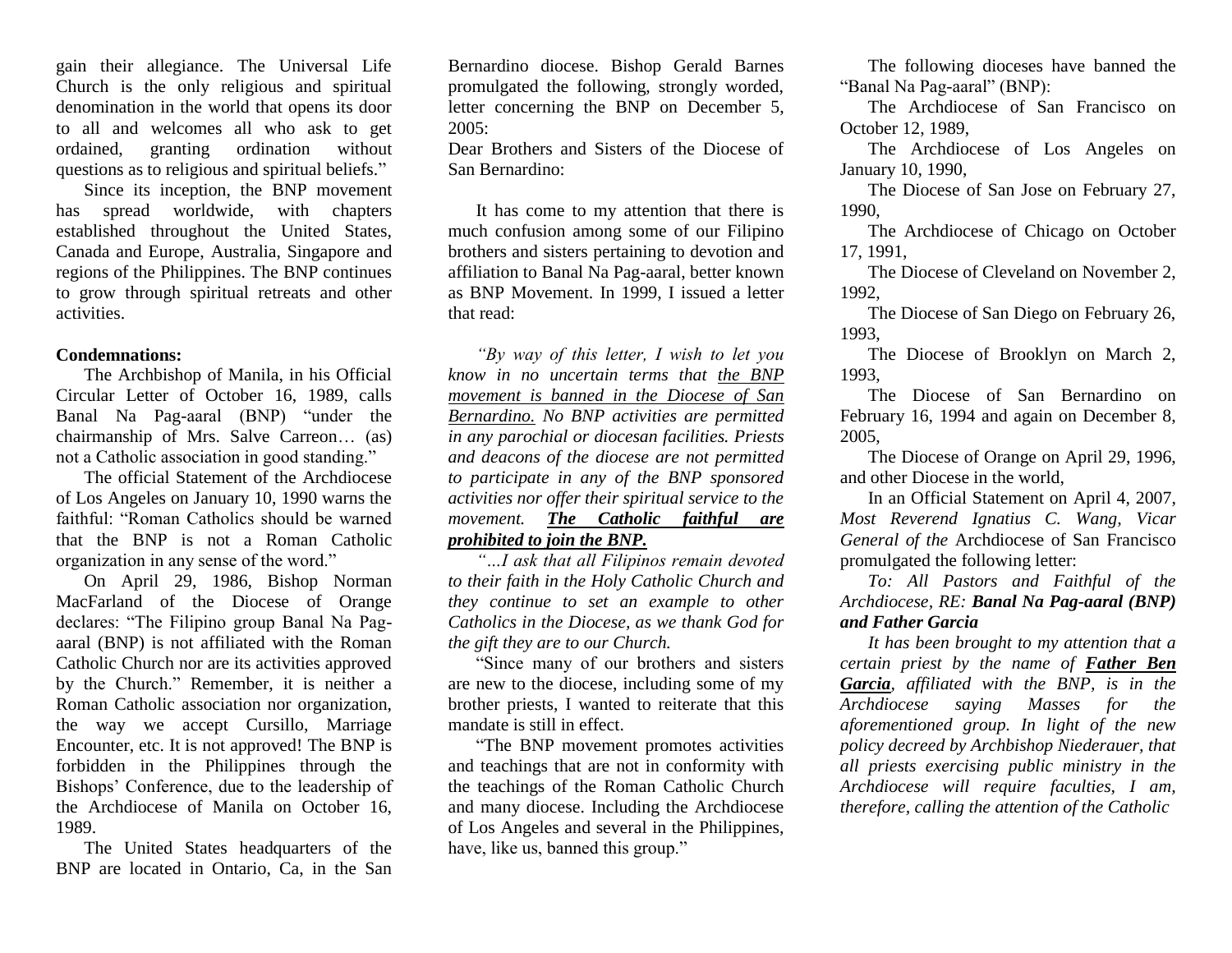gain their allegiance. The Universal Life Church is the only religious and spiritual denomination in the world that opens its door to all and welcomes all who ask to get ordained, granting ordination without questions as to religious and spiritual beliefs."

Since its inception, the BNP movement has spread worldwide, with chapters established throughout the United States, Canada and Europe, Australia, Singapore and regions of the Philippines. The BNP continues to grow through spiritual retreats and other activities.

**Condemnations:**

The Archbishop of Manila, in his Official Circular Letter of October 16, 1989, calls Banal Na Pag-aaral (BNP) "under the chairmanship of Mrs. Salve Carreon… (as) not a Catholic association in good standing."

The official Statement of the Archdiocese of Los Angeles on January 10, 1990 warns the faithful: "Roman Catholics should be warned that the BNP is not a Roman Catholic organization in any sense of the word."

On April 29, 1986, Bishop Norman MacFarland of the Diocese of Orange declares: "The Filipino group Banal Na Pag-aaral (BNP) is not affiliated with the Roman Catholic Church nor are its activities approved by the Church." Remember, it is neither a Roman Catholic association nor organization, the way we accept Cursillo, Marriage Encounter, etc. It is not approved! The BNP is forbidden in the Philippines through the Bishops' Conference, due to the leadership of the Archdiocese of Manila on October 16, 1989.

The United States headquarters of the BNP are located in Ontario, Ca, in the San Bernardino diocese. Bishop Gerald Barnes promulgated the following, strongly worded, letter concerning the BNP on December 5, 2005:

Dear Brothers and Sisters of the Diocese of San Bernardino:

It has come to my attention that there is much confusion among some of our Filipino brothers and sisters pertaining to devotion and affiliation to Banal Na Pag-aaral, better known as BNP Movement. In 1999, I issued a letter that read:

*"By way of this letter, I wish to let you know in no uncertain terms that the BNP movement is banned in the Diocese of San Bernardino. No BNP activities are permitted in any parochial or diocesan facilities. Priests and deacons of the diocese are not permitted to participate in any of the BNP sponsored activities nor offer their spiritual service to the movement.* ***The Catholic faithful are prohibited to join the BNP.***

*"…I ask that all Filipinos remain devoted to their faith in the Holy Catholic Church and they continue to set an example to other Catholics in the Diocese, as we thank God for the gift they are to our Church.*

"Since many of our brothers and sisters are new to the diocese, including some of my brother priests, I wanted to reiterate that this mandate is still in effect.

"The BNP movement promotes activities and teachings that are not in conformity with the teachings of the Roman Catholic Church and many diocese. Including the Archdiocese of Los Angeles and several in the Philippines, have, like us, banned this group."

The following dioceses have banned the "Banal Na Pag-aaral" (BNP):

The Archdiocese of San Francisco on October 12, 1989,

The Archdiocese of Los Angeles on January 10, 1990,

The Diocese of San Jose on February 27, 1990,

The Archdiocese of Chicago on October 17, 1991,

The Diocese of Cleveland on November 2, 1992,

The Diocese of San Diego on February 26, 1993,

The Diocese of Brooklyn on March 2, 1993,

The Diocese of San Bernardino on February 16, 1994 and again on December 8, 2005,

The Diocese of Orange on April 29, 1996, and other Diocese in the world,

In an Official Statement on April 4, 2007, *Most Reverend Ignatius C. Wang, Vicar General of the* Archdiocese of San Francisco promulgated the following letter:

*To: All Pastors and Faithful of the Archdiocese, RE:* ***Banal Na Pag-aaral (BNP) and Father Garcia***

*It has been brought to my attention that a certain priest by the name of* ***Father Ben Garcia****, affiliated with the BNP, is in the Archdiocese saying Masses for the aforementioned group. In light of the new policy decreed by Archbishop Niederauer, that all priests exercising public ministry in the Archdiocese will require faculties, I am, therefore, calling the attention of the Catholic*